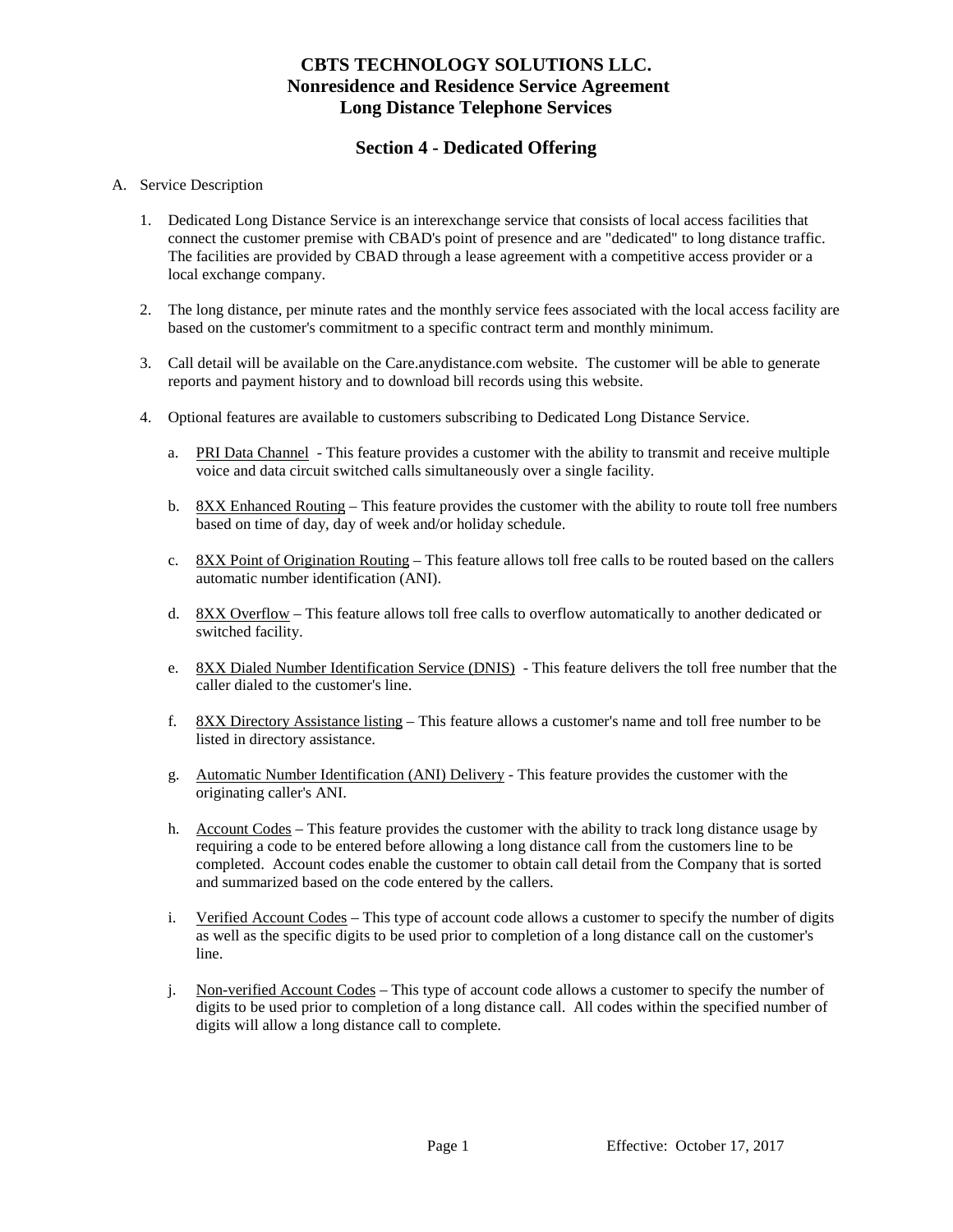# CBTS TECHNOLOGY SOLUTIONS LLC.
# Nonresidence and Residence Service Agreement
# Long Distance Telephone Services

## Section 4 - Dedicated Offering

A. Service Description

1. Dedicated Long Distance Service is an interexchange service that consists of local access facilities that connect the customer premise with CBAD's point of presence and are "dedicated" to long distance traffic. The facilities are provided by CBAD through a lease agreement with a competitive access provider or a local exchange company.

2. The long distance, per minute rates and the monthly service fees associated with the local access facility are based on the customer's commitment to a specific contract term and monthly minimum.

3. Call detail will be available on the Care.anydistance.com website. The customer will be able to generate reports and payment history and to download bill records using this website.

4. Optional features are available to customers subscribing to Dedicated Long Distance Service.

   a. <u>PRI Data Channel</u> - This feature provides a customer with the ability to transmit and receive multiple voice and data circuit switched calls simultaneously over a single facility.

   b. <u>8XX Enhanced Routing</u> – This feature provides the customer with the ability to route toll free numbers based on time of day, day of week and/or holiday schedule.

   c. <u>8XX Point of Origination Routing</u> – This feature allows toll free calls to be routed based on the callers automatic number identification (ANI).

   d. <u>8XX Overflow</u> – This feature allows toll free calls to overflow automatically to another dedicated or switched facility.

   e. <u>8XX Dialed Number Identification Service (DNIS)</u> - This feature delivers the toll free number that the caller dialed to the customer's line.

   f. <u>8XX Directory Assistance listing</u> – This feature allows a customer's name and toll free number to be listed in directory assistance.

   g. <u>Automatic Number Identification (ANI) Delivery</u> - This feature provides the customer with the originating caller's ANI.

   h. <u>Account Codes</u> – This feature provides the customer with the ability to track long distance usage by requiring a code to be entered before allowing a long distance call from the customers line to be completed. Account codes enable the customer to obtain call detail from the Company that is sorted and summarized based on the code entered by the callers.

   i. <u>Verified Account Codes</u> – This type of account code allows a customer to specify the number of digits as well as the specific digits to be used prior to completion of a long distance call on the customer's line.

   j. <u>Non-verified Account Codes</u> – This type of account code allows a customer to specify the number of digits to be used prior to completion of a long distance call. All codes within the specified number of digits will allow a long distance call to complete.

Effective: October 17, 2017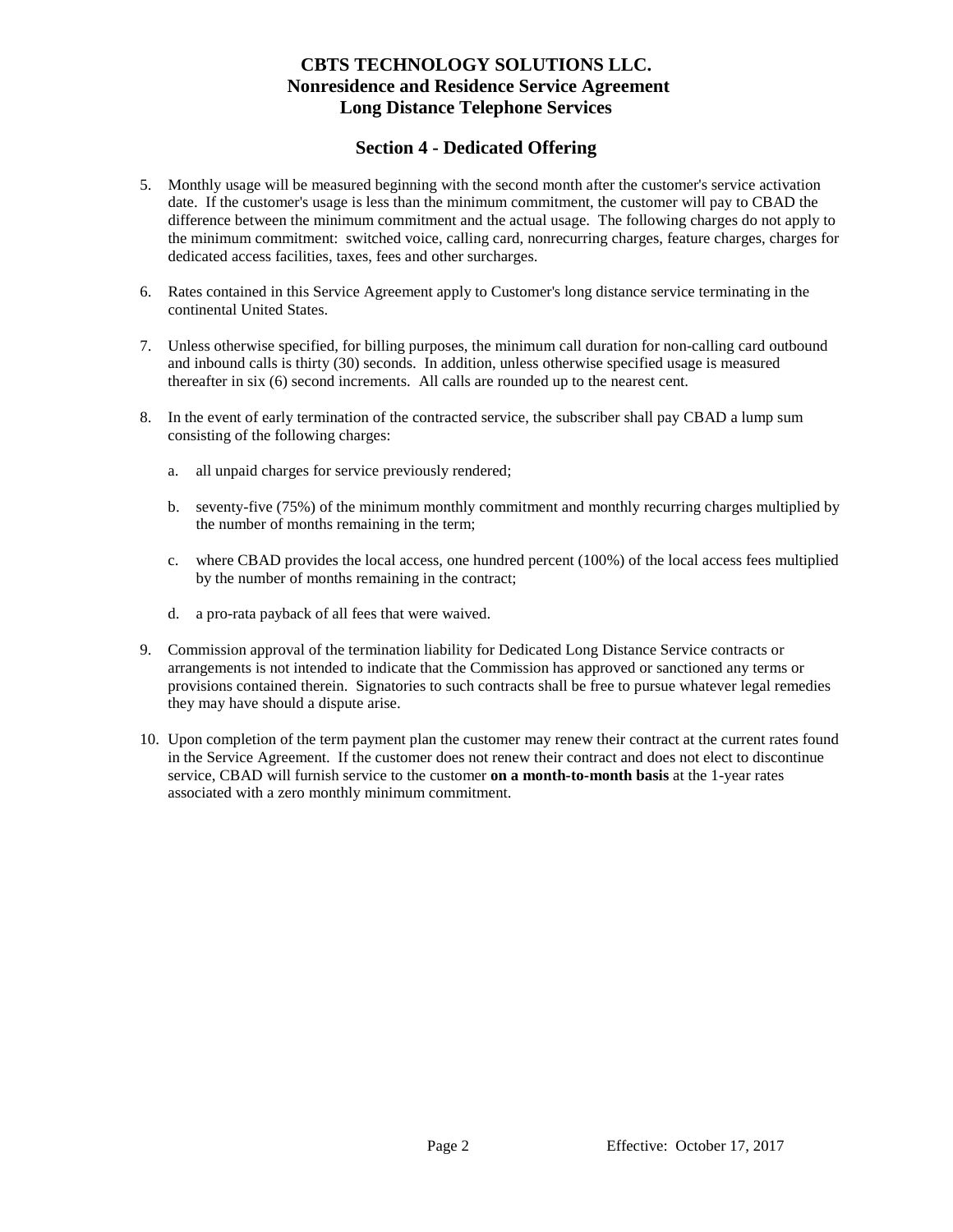# CBTS TECHNOLOGY SOLUTIONS LLC.
## Nonresidence and Residence Service Agreement
## Long Distance Telephone Services

## Section 4 - Dedicated Offering

5. Monthly usage will be measured beginning with the second month after the customer's service activation date. If the customer's usage is less than the minimum commitment, the customer will pay to CBAD the difference between the minimum commitment and the actual usage. The following charges do not apply to the minimum commitment: switched voice, calling card, nonrecurring charges, feature charges, charges for dedicated access facilities, taxes, fees and other surcharges.

6. Rates contained in this Service Agreement apply to Customer's long distance service terminating in the continental United States.

7. Unless otherwise specified, for billing purposes, the minimum call duration for non-calling card outbound and inbound calls is thirty (30) seconds. In addition, unless otherwise specified usage is measured thereafter in six (6) second increments. All calls are rounded up to the nearest cent.

8. In the event of early termination of the contracted service, the subscriber shall pay CBAD a lump sum consisting of the following charges:

   a. all unpaid charges for service previously rendered;

   b. seventy-five (75%) of the minimum monthly commitment and monthly recurring charges multiplied by the number of months remaining in the term;

   c. where CBAD provides the local access, one hundred percent (100%) of the local access fees multiplied by the number of months remaining in the contract;

   d. a pro-rata payback of all fees that were waived.

9. Commission approval of the termination liability for Dedicated Long Distance Service contracts or arrangements is not intended to indicate that the Commission has approved or sanctioned any terms or provisions contained therein. Signatories to such contracts shall be free to pursue whatever legal remedies they may have should a dispute arise.

10. Upon completion of the term payment plan the customer may renew their contract at the current rates found in the Service Agreement. If the customer does not renew their contract and does not elect to discontinue service, CBAD will furnish service to the customer **on a month-to-month basis** at the 1-year rates associated with a zero monthly minimum commitment.

Effective: October 17, 2017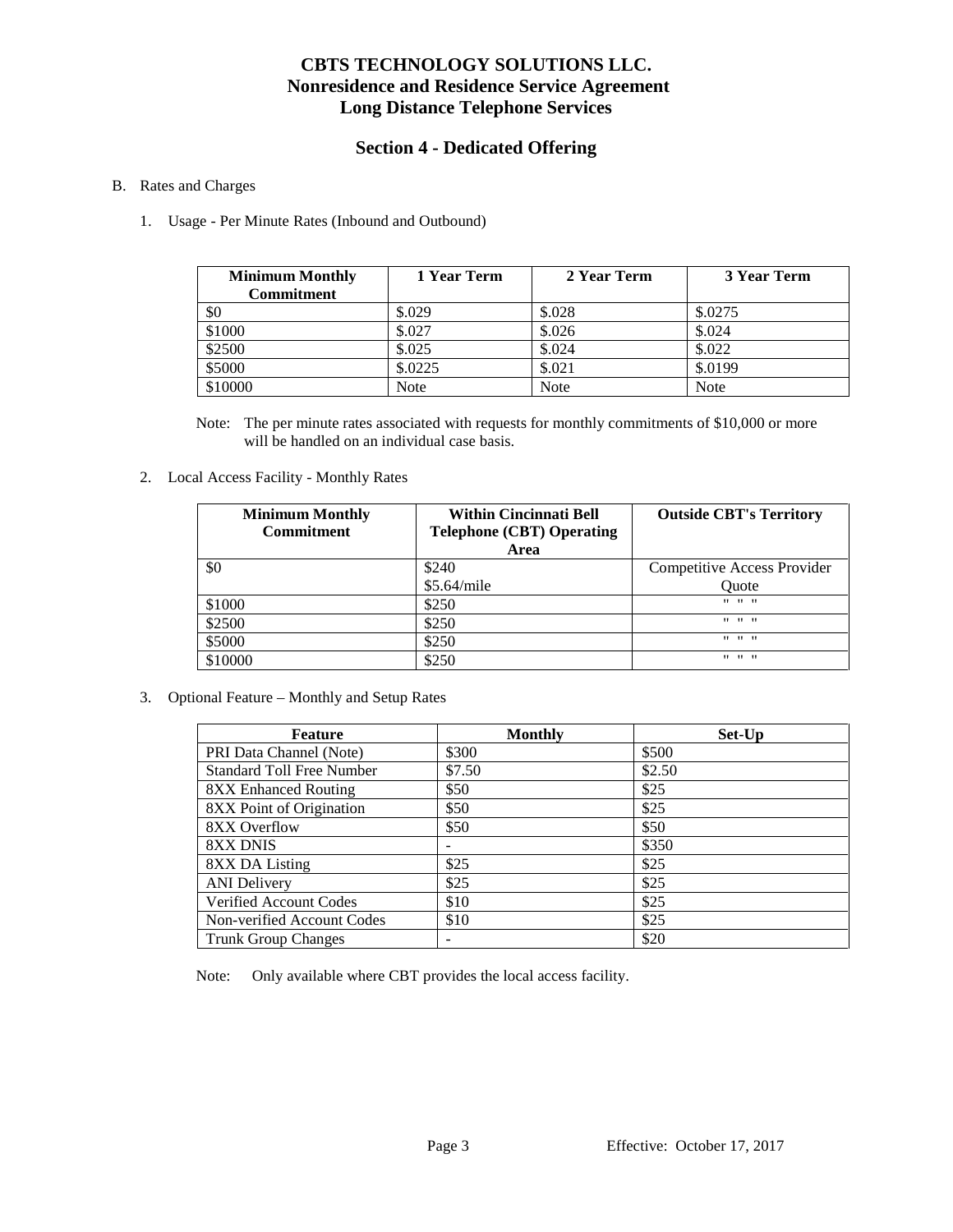# CBTS TECHNOLOGY SOLUTIONS LLC.
## Nonresidence and Residence Service Agreement
## Long Distance Telephone Services

## Section 4 - Dedicated Offering

B. Rates and Charges

1. Usage - Per Minute Rates (Inbound and Outbound)

| Minimum Monthly Commitment | 1 Year Term | 2 Year Term | 3 Year Term |
|---|---|---|---|
| $0 | $.029 | $.028 | $.0275 |
| $1000 | $.027 | $.026 | $.024 |
| $2500 | $.025 | $.024 | $.022 |
| $5000 | $.0225 | $.021 | $.0199 |
| $10000 | Note | Note | Note |

Note: The per minute rates associated with requests for monthly commitments of $10,000 or more will be handled on an individual case basis.

2. Local Access Facility - Monthly Rates

| Minimum Monthly Commitment | Within Cincinnati Bell Telephone (CBT) Operating Area | Outside CBT's Territory |
|---|---|---|
| $0 | $240<br>$5.64/mile | Competitive Access Provider Quote |
| $1000 | $250 | " " " |
| $2500 | $250 | " " " |
| $5000 | $250 | " " " |
| $10000 | $250 | " " " |

3. Optional Feature – Monthly and Setup Rates

| Feature | Monthly | Set-Up |
|---|---|---|
| PRI Data Channel (Note) | $300 | $500 |
| Standard Toll Free Number | $7.50 | $2.50 |
| 8XX Enhanced Routing | $50 | $25 |
| 8XX Point of Origination | $50 | $25 |
| 8XX Overflow | $50 | $50 |
| 8XX DNIS | - | $350 |
| 8XX DA Listing | $25 | $25 |
| ANI Delivery | $25 | $25 |
| Verified Account Codes | $10 | $25 |
| Non-verified Account Codes | $10 | $25 |
| Trunk Group Changes | - | $20 |

Note: Only available where CBT provides the local access facility.

Effective: October 17, 2017